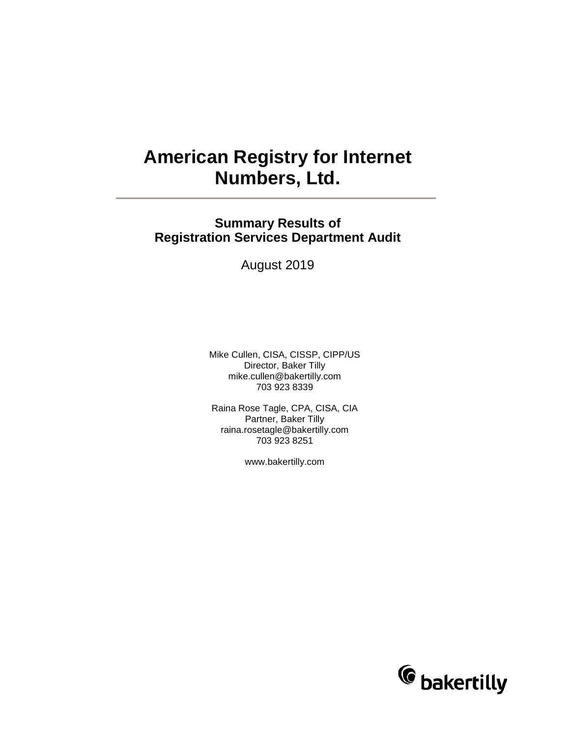# American Registry for Internet Numbers, Ltd.

## Summary Results of Registration Services Department Audit

August 2019

Mike Cullen, CISA, CISSP, CIPP/US
Director, Baker Tilly
mike.cullen@bakertilly.com
703 923 8339

Raina Rose Tagle, CPA, CISA, CIA
Partner, Baker Tilly
raina.rosetagle@bakertilly.com
703 923 8251

www.bakertilly.com

bakertilly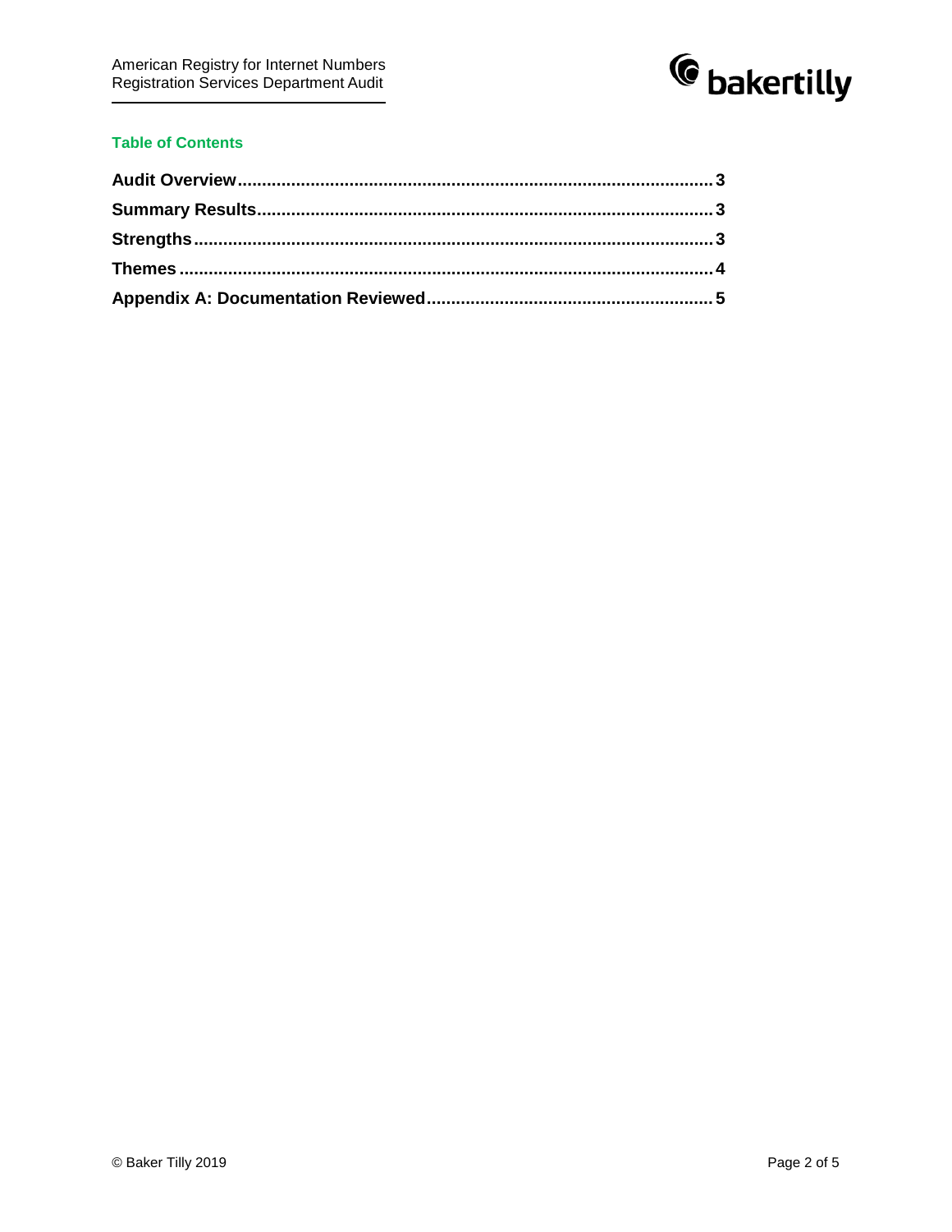## Table of Contents

**Audit Overview** .......... 3

**Summary Results** .......... 3

**Strengths** .......... 3

**Themes** .......... 4

**Appendix A: Documentation Reviewed** .......... 5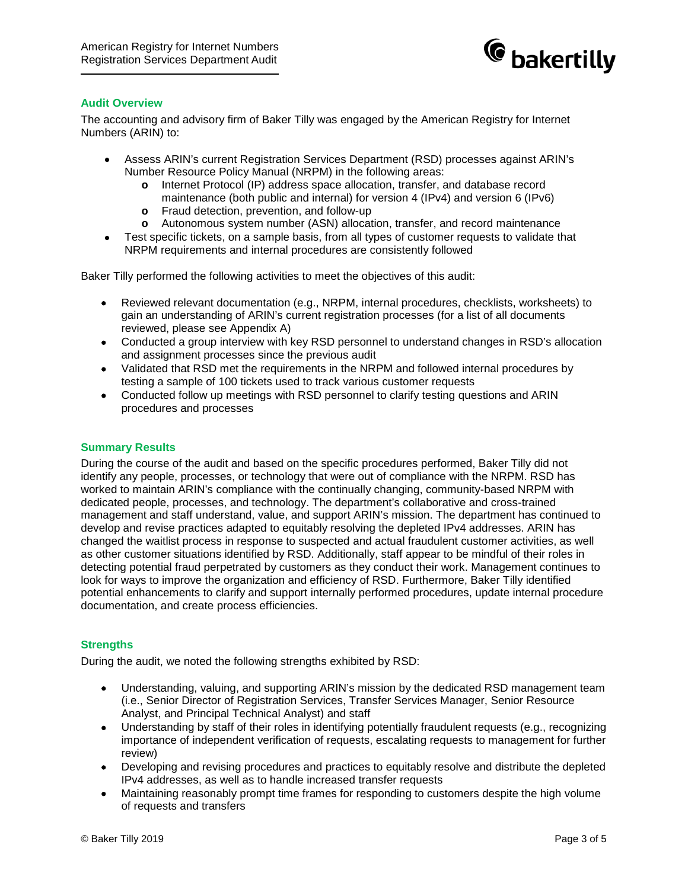## Audit Overview

The accounting and advisory firm of Baker Tilly was engaged by the American Registry for Internet Numbers (ARIN) to:

- Assess ARIN's current Registration Services Department (RSD) processes against ARIN's Number Resource Policy Manual (NRPM) in the following areas:
  - Internet Protocol (IP) address space allocation, transfer, and database record maintenance (both public and internal) for version 4 (IPv4) and version 6 (IPv6)
  - Fraud detection, prevention, and follow-up
  - Autonomous system number (ASN) allocation, transfer, and record maintenance
- Test specific tickets, on a sample basis, from all types of customer requests to validate that NRPM requirements and internal procedures are consistently followed

Baker Tilly performed the following activities to meet the objectives of this audit:

- Reviewed relevant documentation (e.g., NRPM, internal procedures, checklists, worksheets) to gain an understanding of ARIN's current registration processes (for a list of all documents reviewed, please see Appendix A)
- Conducted a group interview with key RSD personnel to understand changes in RSD's allocation and assignment processes since the previous audit
- Validated that RSD met the requirements in the NRPM and followed internal procedures by testing a sample of 100 tickets used to track various customer requests
- Conducted follow up meetings with RSD personnel to clarify testing questions and ARIN procedures and processes

## Summary Results

During the course of the audit and based on the specific procedures performed, Baker Tilly did not identify any people, processes, or technology that were out of compliance with the NRPM. RSD has worked to maintain ARIN's compliance with the continually changing, community-based NRPM with dedicated people, processes, and technology. The department's collaborative and cross-trained management and staff understand, value, and support ARIN's mission. The department has continued to develop and revise practices adapted to equitably resolving the depleted IPv4 addresses. ARIN has changed the waitlist process in response to suspected and actual fraudulent customer activities, as well as other customer situations identified by RSD. Additionally, staff appear to be mindful of their roles in detecting potential fraud perpetrated by customers as they conduct their work. Management continues to look for ways to improve the organization and efficiency of RSD. Furthermore, Baker Tilly identified potential enhancements to clarify and support internally performed procedures, update internal procedure documentation, and create process efficiencies.

## Strengths

During the audit, we noted the following strengths exhibited by RSD:

- Understanding, valuing, and supporting ARIN's mission by the dedicated RSD management team (i.e., Senior Director of Registration Services, Transfer Services Manager, Senior Resource Analyst, and Principal Technical Analyst) and staff
- Understanding by staff of their roles in identifying potentially fraudulent requests (e.g., recognizing importance of independent verification of requests, escalating requests to management for further review)
- Developing and revising procedures and practices to equitably resolve and distribute the depleted IPv4 addresses, as well as to handle increased transfer requests
- Maintaining reasonably prompt time frames for responding to customers despite the high volume of requests and transfers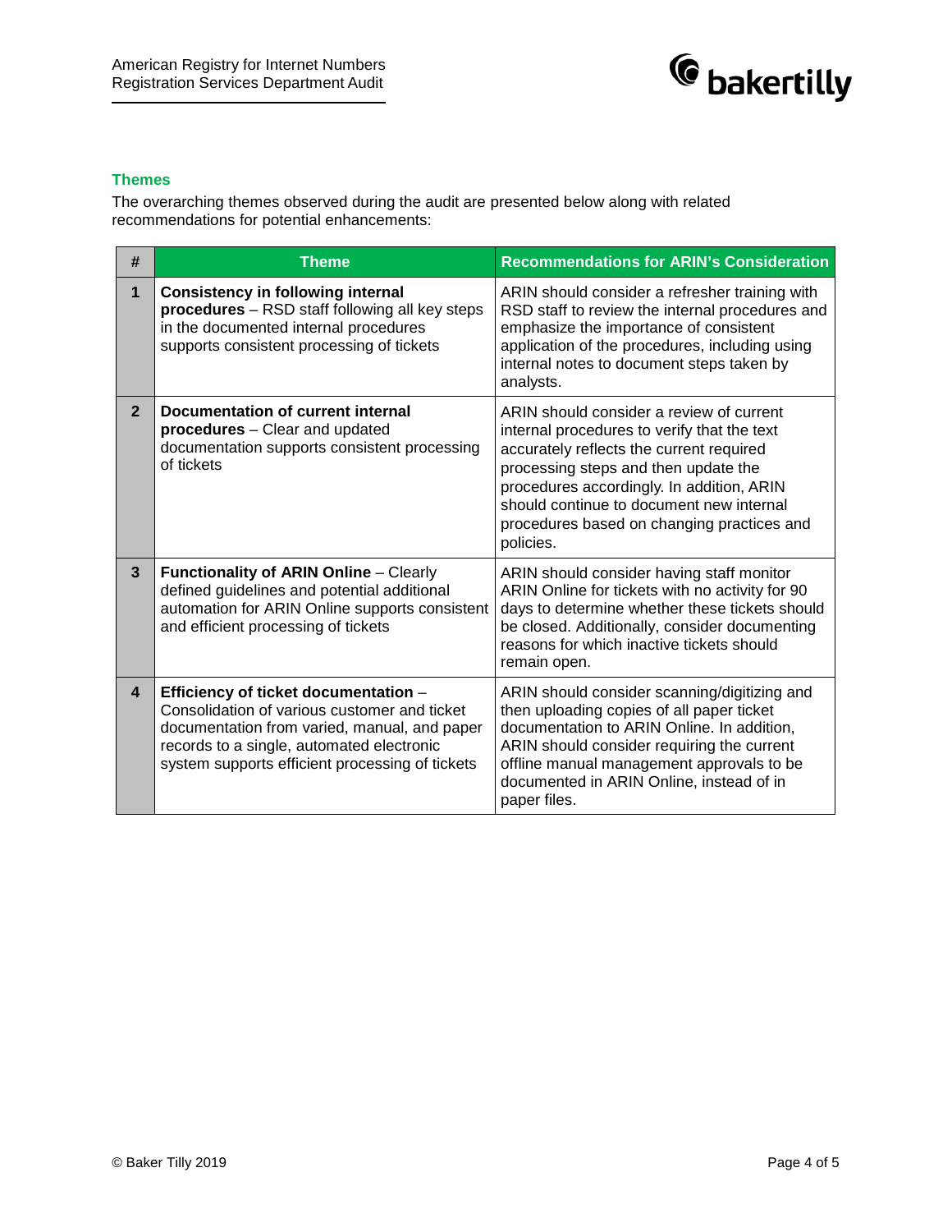## Themes

The overarching themes observed during the audit are presented below along with related recommendations for potential enhancements:

| # | Theme | Recommendations for ARIN's Consideration |
|---|---|---|
| **1** | **Consistency in following internal procedures** – RSD staff following all key steps in the documented internal procedures supports consistent processing of tickets | ARIN should consider a refresher training with RSD staff to review the internal procedures and emphasize the importance of consistent application of the procedures, including using internal notes to document steps taken by analysts. |
| **2** | **Documentation of current internal procedures** – Clear and updated documentation supports consistent processing of tickets | ARIN should consider a review of current internal procedures to verify that the text accurately reflects the current required processing steps and then update the procedures accordingly. In addition, ARIN should continue to document new internal procedures based on changing practices and policies. |
| **3** | **Functionality of ARIN Online** – Clearly defined guidelines and potential additional automation for ARIN Online supports consistent and efficient processing of tickets | ARIN should consider having staff monitor ARIN Online for tickets with no activity for 90 days to determine whether these tickets should be closed. Additionally, consider documenting reasons for which inactive tickets should remain open. |
| **4** | **Efficiency of ticket documentation** – Consolidation of various customer and ticket documentation from varied, manual, and paper records to a single, automated electronic system supports efficient processing of tickets | ARIN should consider scanning/digitizing and then uploading copies of all paper ticket documentation to ARIN Online. In addition, ARIN should consider requiring the current offline manual management approvals to be documented in ARIN Online, instead of in paper files. |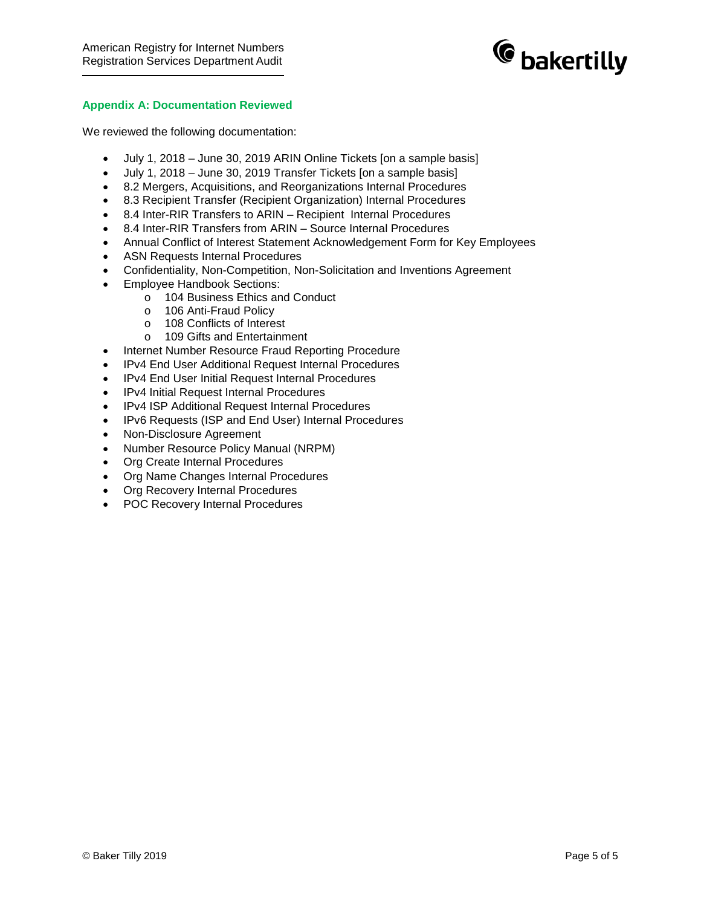## Appendix A: Documentation Reviewed

We reviewed the following documentation:

- July 1, 2018 – June 30, 2019 ARIN Online Tickets [on a sample basis]
- July 1, 2018 – June 30, 2019 Transfer Tickets [on a sample basis]
- 8.2 Mergers, Acquisitions, and Reorganizations Internal Procedures
- 8.3 Recipient Transfer (Recipient Organization) Internal Procedures
- 8.4 Inter-RIR Transfers to ARIN – Recipient Internal Procedures
- 8.4 Inter-RIR Transfers from ARIN – Source Internal Procedures
- Annual Conflict of Interest Statement Acknowledgement Form for Key Employees
- ASN Requests Internal Procedures
- Confidentiality, Non-Competition, Non-Solicitation and Inventions Agreement
- Employee Handbook Sections:
  - 104 Business Ethics and Conduct
  - 106 Anti-Fraud Policy
  - 108 Conflicts of Interest
  - 109 Gifts and Entertainment
- Internet Number Resource Fraud Reporting Procedure
- IPv4 End User Additional Request Internal Procedures
- IPv4 End User Initial Request Internal Procedures
- IPv4 Initial Request Internal Procedures
- IPv4 ISP Additional Request Internal Procedures
- IPv6 Requests (ISP and End User) Internal Procedures
- Non-Disclosure Agreement
- Number Resource Policy Manual (NRPM)
- Org Create Internal Procedures
- Org Name Changes Internal Procedures
- Org Recovery Internal Procedures
- POC Recovery Internal Procedures